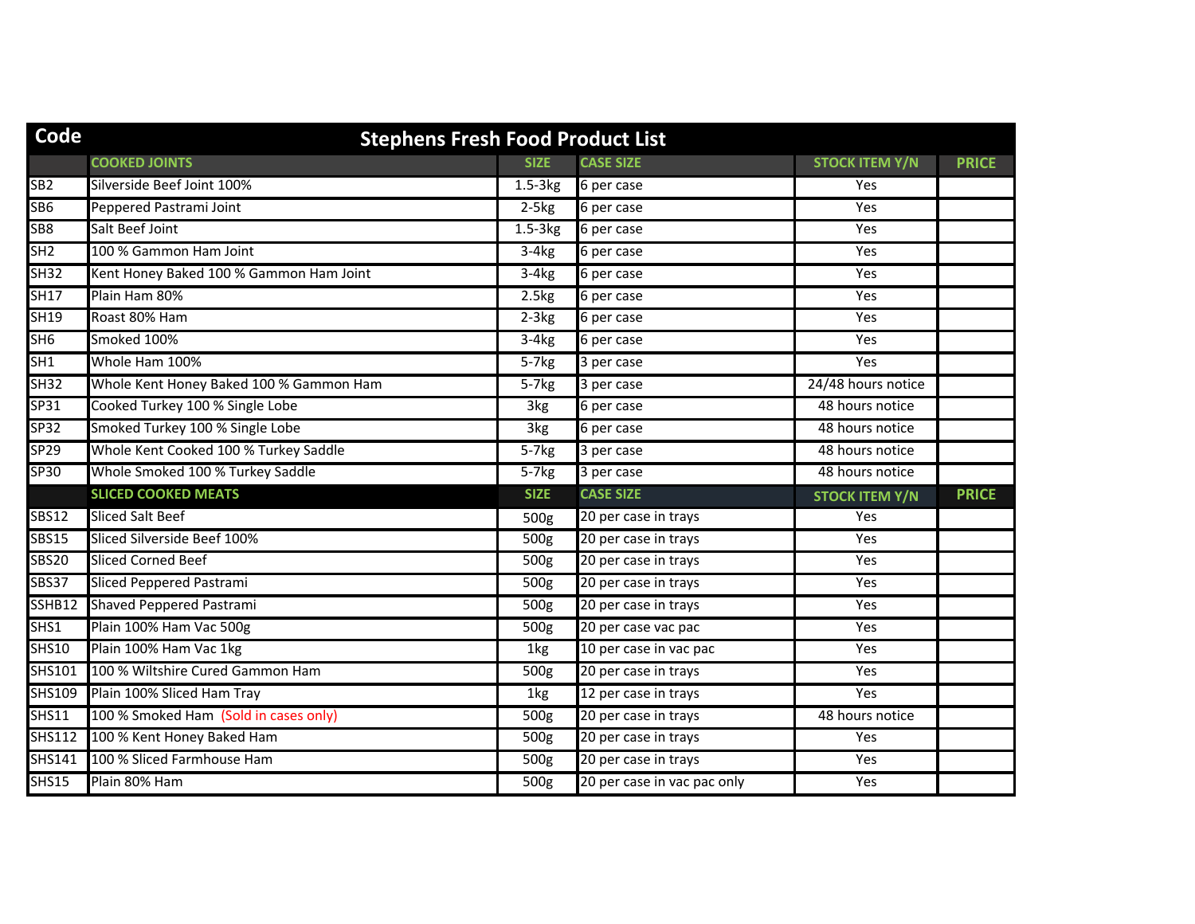| Code | Stephens Fresh Food Product List | | | | |
|---|---|---|---|---|---|
| | **COOKED JOINTS** | **SIZE** | **CASE SIZE** | **STOCK ITEM Y/N** | **PRICE** |
| SB2 | Silverside Beef Joint 100% | 1.5-3kg | 6 per case | Yes | |
| SB6 | Peppered Pastrami Joint | 2-5kg | 6 per case | Yes | |
| SB8 | Salt Beef Joint | 1.5-3kg | 6 per case | Yes | |
| SH2 | 100 % Gammon Ham Joint | 3-4kg | 6 per case | Yes | |
| SH32 | Kent Honey Baked 100 % Gammon Ham Joint | 3-4kg | 6 per case | Yes | |
| SH17 | Plain Ham 80% | 2.5kg | 6 per case | Yes | |
| SH19 | Roast 80% Ham | 2-3kg | 6 per case | Yes | |
| SH6 | Smoked 100% | 3-4kg | 6 per case | Yes | |
| SH1 | Whole Ham 100% | 5-7kg | 3 per case | Yes | |
| SH32 | Whole Kent Honey Baked 100 % Gammon Ham | 5-7kg | 3 per case | 24/48 hours notice | |
| SP31 | Cooked Turkey 100 % Single Lobe | 3kg | 6 per case | 48 hours notice | |
| SP32 | Smoked Turkey 100 % Single Lobe | 3kg | 6 per case | 48 hours notice | |
| SP29 | Whole Kent Cooked 100 % Turkey Saddle | 5-7kg | 3 per case | 48 hours notice | |
| SP30 | Whole Smoked 100 % Turkey Saddle | 5-7kg | 3 per case | 48 hours notice | |
| | **SLICED COOKED MEATS** | **SIZE** | **CASE SIZE** | **STOCK ITEM Y/N** | **PRICE** |
| SBS12 | Sliced Salt Beef | 500g | 20 per case in trays | Yes | |
| SBS15 | Sliced Silverside Beef 100% | 500g | 20 per case in trays | Yes | |
| SBS20 | Sliced Corned Beef | 500g | 20 per case in trays | Yes | |
| SBS37 | Sliced Peppered Pastrami | 500g | 20 per case in trays | Yes | |
| SSHB12 | Shaved Peppered Pastrami | 500g | 20 per case in trays | Yes | |
| SHS1 | Plain 100% Ham Vac 500g | 500g | 20 per case vac pac | Yes | |
| SHS10 | Plain 100% Ham Vac 1kg | 1kg | 10 per case in vac pac | Yes | |
| SHS101 | 100 % Wiltshire Cured Gammon Ham | 500g | 20 per case in trays | Yes | |
| SHS109 | Plain 100% Sliced Ham Tray | 1kg | 12 per case in trays | Yes | |
| SHS11 | 100 % Smoked Ham (Sold in cases only) | 500g | 20 per case in trays | 48 hours notice | |
| SHS112 | 100 % Kent Honey Baked Ham | 500g | 20 per case in trays | Yes | |
| SHS141 | 100 % Sliced Farmhouse Ham | 500g | 20 per case in trays | Yes | |
| SHS15 | Plain 80% Ham | 500g | 20 per case in vac pac only | Yes | |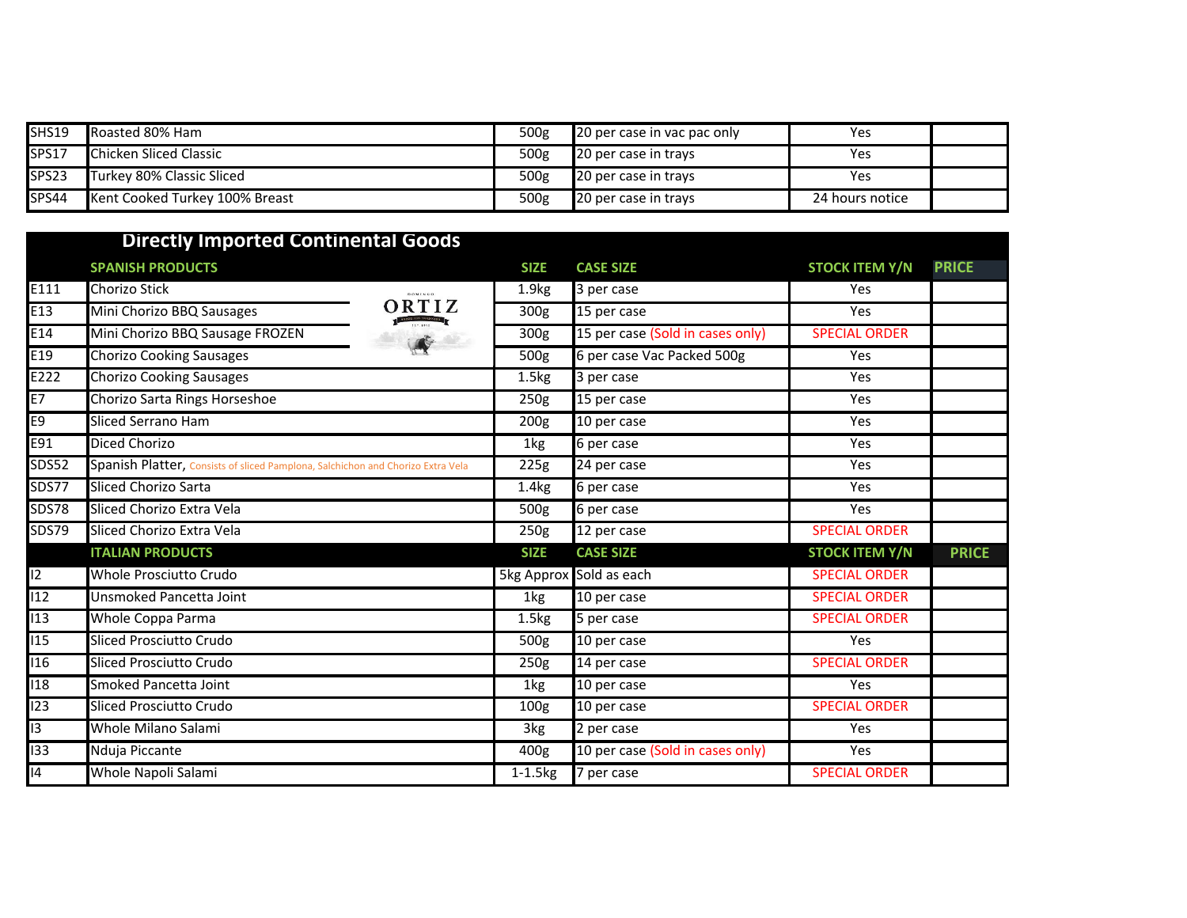| | | | | | |
|---|---|---|---|---|---|
| SHS19 | Roasted 80% Ham | 500g | 20 per case in vac pac only | Yes | |
| SPS17 | Chicken Sliced Classic | 500g | 20 per case in trays | Yes | |
| SPS23 | Turkey 80% Classic Sliced | 500g | 20 per case in trays | Yes | |
| SPS44 | Kent Cooked Turkey 100% Breast | 500g | 20 per case in trays | 24 hours notice | |

## Directly Imported Continental Goods

| | SPANISH PRODUCTS | SIZE | CASE SIZE | STOCK ITEM Y/N | PRICE |
|---|---|---|---|---|---|
| E111 | Chorizo Stick | 1.9kg | 3 per case | Yes | |
| E13 | Mini Chorizo BBQ Sausages | 300g | 15 per case | Yes | |
| E14 | Mini Chorizo BBQ Sausage FROZEN | 300g | 15 per case (Sold in cases only) | SPECIAL ORDER | |
| E19 | Chorizo Cooking Sausages | 500g | 6 per case Vac Packed 500g | Yes | |
| E222 | Chorizo Cooking Sausages | 1.5kg | 3 per case | Yes | |
| E7 | Chorizo Sarta Rings Horseshoe | 250g | 15 per case | Yes | |
| E9 | Sliced Serrano Ham | 200g | 10 per case | Yes | |
| E91 | Diced Chorizo | 1kg | 6 per case | Yes | |
| SDS52 | Spanish Platter, Consists of sliced Pamplona, Salchichon and Chorizo Extra Vela | 225g | 24 per case | Yes | |
| SDS77 | Sliced Chorizo Sarta | 1.4kg | 6 per case | Yes | |
| SDS78 | Sliced Chorizo Extra Vela | 500g | 6 per case | Yes | |
| SDS79 | Sliced Chorizo Extra Vela | 250g | 12 per case | SPECIAL ORDER | |
| | **ITALIAN PRODUCTS** | **SIZE** | **CASE SIZE** | **STOCK ITEM Y/N** | **PRICE** |
| I2 | Whole Prosciutto Crudo | 5kg Approx | Sold as each | SPECIAL ORDER | |
| I12 | Unsmoked Pancetta Joint | 1kg | 10 per case | SPECIAL ORDER | |
| I13 | Whole Coppa Parma | 1.5kg | 5 per case | SPECIAL ORDER | |
| I15 | Sliced Prosciutto Crudo | 500g | 10 per case | Yes | |
| I16 | Sliced Prosciutto Crudo | 250g | 14 per case | SPECIAL ORDER | |
| I18 | Smoked Pancetta Joint | 1kg | 10 per case | Yes | |
| I23 | Sliced Prosciutto Crudo | 100g | 10 per case | SPECIAL ORDER | |
| I3 | Whole Milano Salami | 3kg | 2 per case | Yes | |
| I33 | Nduja Piccante | 400g | 10 per case (Sold in cases only) | Yes | |
| I4 | Whole Napoli Salami | 1-1.5kg | 7 per case | SPECIAL ORDER | |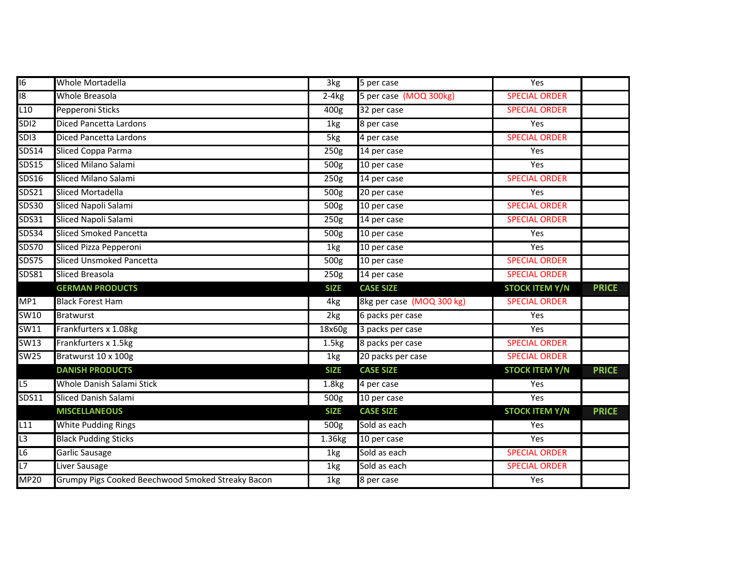| | | | | | |
|---|---|---|---|---|---|
| I6 | Whole Mortadella | 3kg | 5 per case | Yes | |
| I8 | Whole Breasola | 2-4kg | 5 per case (MOQ 300kg) | SPECIAL ORDER | |
| L10 | Pepperoni Sticks | 400g | 32 per case | SPECIAL ORDER | |
| SDI2 | Diced Pancetta Lardons | 1kg | 8 per case | Yes | |
| SDI3 | Diced Pancetta Lardons | 5kg | 4 per case | SPECIAL ORDER | |
| SDS14 | Sliced Coppa Parma | 250g | 14 per case | Yes | |
| SDS15 | Sliced Milano Salami | 500g | 10 per case | Yes | |
| SDS16 | Sliced Milano Salami | 250g | 14 per case | SPECIAL ORDER | |
| SDS21 | Sliced Mortadella | 500g | 20 per case | Yes | |
| SDS30 | Sliced Napoli Salami | 500g | 10 per case | SPECIAL ORDER | |
| SDS31 | Sliced Napoli Salami | 250g | 14 per case | SPECIAL ORDER | |
| SDS34 | Sliced Smoked Pancetta | 500g | 10 per case | Yes | |
| SDS70 | Sliced Pizza Pepperoni | 1kg | 10 per case | Yes | |
| SDS75 | Sliced Unsmoked Pancetta | 500g | 10 per case | SPECIAL ORDER | |
| SDS81 | Sliced Breasola | 250g | 14 per case | SPECIAL ORDER | |
| | **GERMAN PRODUCTS** | **SIZE** | **CASE SIZE** | **STOCK ITEM Y/N** | **PRICE** |
| MP1 | Black Forest Ham | 4kg | 8kg per case (MOQ 300 kg) | SPECIAL ORDER | |
| SW10 | Bratwurst | 2kg | 6 packs per case | Yes | |
| SW11 | Frankfurters x 1.08kg | 18x60g | 3 packs per case | Yes | |
| SW13 | Frankfurters x 1.5kg | 1.5kg | 8 packs per case | SPECIAL ORDER | |
| SW25 | Bratwurst 10 x 100g | 1kg | 20 packs per case | SPECIAL ORDER | |
| | **DANISH PRODUCTS** | **SIZE** | **CASE SIZE** | **STOCK ITEM Y/N** | **PRICE** |
| L5 | Whole Danish Salami Stick | 1.8kg | 4 per case | Yes | |
| SDS11 | Sliced Danish Salami | 500g | 10 per case | Yes | |
| | **MISCELLANEOUS** | **SIZE** | **CASE SIZE** | **STOCK ITEM Y/N** | **PRICE** |
| L11 | White Pudding Rings | 500g | Sold as each | Yes | |
| L3 | Black Pudding Sticks | 1.36kg | 10 per case | Yes | |
| L6 | Garlic Sausage | 1kg | Sold as each | SPECIAL ORDER | |
| L7 | Liver Sausage | 1kg | Sold as each | SPECIAL ORDER | |
| MP20 | Grumpy Pigs Cooked Beechwood Smoked Streaky Bacon | 1kg | 8 per case | Yes | |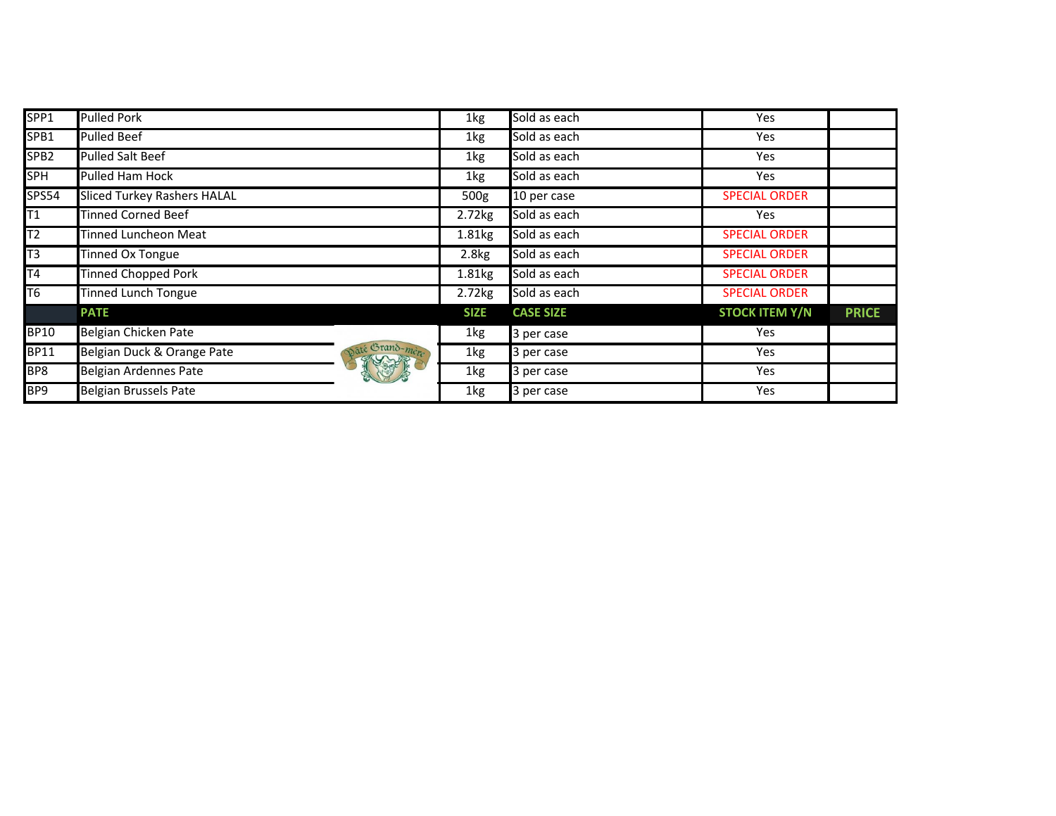| | | | | | |
|---|---|---|---|---|---|
| SPP1 | Pulled Pork | 1kg | Sold as each | Yes | |
| SPB1 | Pulled Beef | 1kg | Sold as each | Yes | |
| SPB2 | Pulled Salt Beef | 1kg | Sold as each | Yes | |
| SPH | Pulled Ham Hock | 1kg | Sold as each | Yes | |
| SPS54 | Sliced Turkey Rashers HALAL | 500g | 10 per case | SPECIAL ORDER | |
| T1 | Tinned Corned Beef | 2.72kg | Sold as each | Yes | |
| T2 | Tinned Luncheon Meat | 1.81kg | Sold as each | SPECIAL ORDER | |
| T3 | Tinned Ox Tongue | 2.8kg | Sold as each | SPECIAL ORDER | |
| T4 | Tinned Chopped Pork | 1.81kg | Sold as each | SPECIAL ORDER | |
| T6 | Tinned Lunch Tongue | 2.72kg | Sold as each | SPECIAL ORDER | |
| | **PATE** | **SIZE** | **CASE SIZE** | **STOCK ITEM Y/N** | **PRICE** |
| BP10 | Belgian Chicken Pate | 1kg | 3 per case | Yes | |
| BP11 | Belgian Duck & Orange Pate | 1kg | 3 per case | Yes | |
| BP8 | Belgian Ardennes Pate | 1kg | 3 per case | Yes | |
| BP9 | Belgian Brussels Pate | 1kg | 3 per case | Yes | |